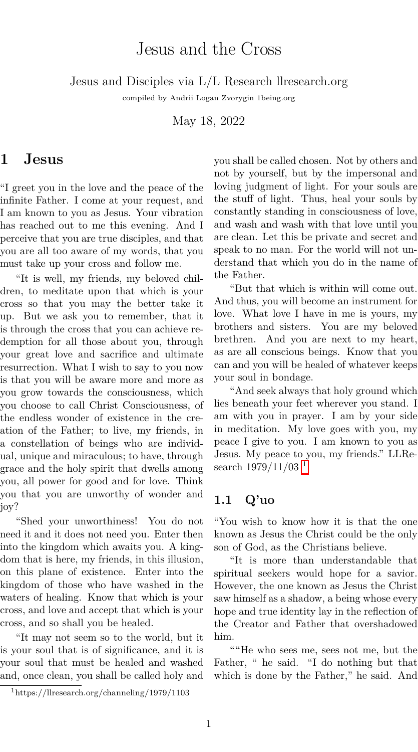# Jesus and the Cross

Jesus and Disciples via L/L Research llresearch.org

compiled by Andrii Logan Zvorygin 1being.org

May 18, 2022

## 1 Jesus

"I greet you in the love and the peace of the infinite Father. I come at your request, and I am known to you as Jesus. Your vibration has reached out to me this evening. And I perceive that you are true disciples, and that you are all too aware of my words, that you must take up your cross and follow me.

"It is well, my friends, my beloved children, to meditate upon that which is your cross so that you may the better take it up. But we ask you to remember, that it is through the cross that you can achieve redemption for all those about you, through your great love and sacrifice and ultimate resurrection. What I wish to say to you now is that you will be aware more and more as you grow towards the consciousness, which you choose to call Christ Consciousness, of the endless wonder of existence in the creation of the Father; to live, my friends, in a constellation of beings who are individual, unique and miraculous; to have, through grace and the holy spirit that dwells among you, all power for good and for love. Think you that you are unworthy of wonder and joy?

"Shed your unworthiness! You do not need it and it does not need you. Enter then into the kingdom which awaits you. A kingdom that is here, my friends, in this illusion, on this plane of existence. Enter into the kingdom of those who have washed in the waters of healing. Know that which is your cross, and love and accept that which is your cross, and so shall you be healed.

"It may not seem so to the world, but it is your soul that is of significance, and it is your soul that must be healed and washed and, once clean, you shall be called holy and you shall be called chosen. Not by others and not by yourself, but by the impersonal and loving judgment of light. For your souls are the stuff of light. Thus, heal your souls by constantly standing in consciousness of love, and wash and wash with that love until you are clean. Let this be private and secret and speak to no man. For the world will not understand that which you do in the name of the Father.

"But that which is within will come out. And thus, you will become an instrument for love. What love I have in me is yours, my brothers and sisters. You are my beloved brethren. And you are next to my heart, as are all conscious beings. Know that you can and you will be healed of whatever keeps your soul in bondage.

"And seek always that holy ground which lies beneath your feet wherever you stand. I am with you in prayer. I am by your side in meditation. My love goes with you, my peace I give to you. I am known to you as Jesus. My peace to you, my friends." LLResearch 1979/11/03 [1]

### 1.1 Q'uo

"You wish to know how it is that the one known as Jesus the Christ could be the only son of God, as the Christians believe.

"It is more than understandable that spiritual seekers would hope for a savior. However, the one known as Jesus the Christ saw himself as a shadow, a being whose every hope and true identity lay in the reflection of the Creator and Father that overshadowed him.

""He who sees me, sees not me, but the Father, " he said. "I do nothing but that which is done by the Father," he said. And

[1] https://llresearch.org/channeling/1979/1103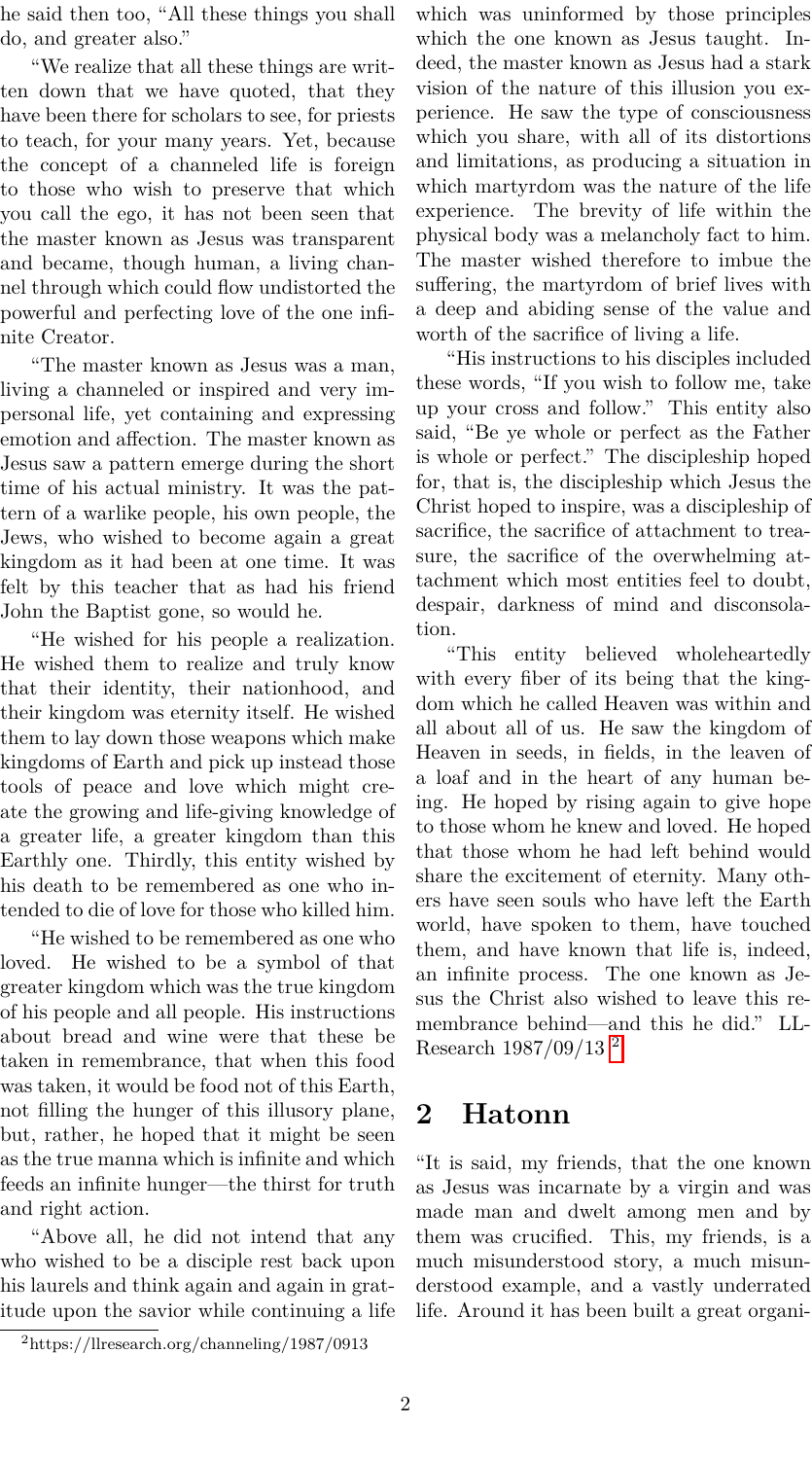he said then too, "All these things you shall do, and greater also."

"We realize that all these things are written down that we have quoted, that they have been there for scholars to see, for priests to teach, for your many years. Yet, because the concept of a channeled life is foreign to those who wish to preserve that which you call the ego, it has not been seen that the master known as Jesus was transparent and became, though human, a living channel through which could flow undistorted the powerful and perfecting love of the one infinite Creator.

"The master known as Jesus was a man, living a channeled or inspired and very impersonal life, yet containing and expressing emotion and affection. The master known as Jesus saw a pattern emerge during the short time of his actual ministry. It was the pattern of a warlike people, his own people, the Jews, who wished to become again a great kingdom as it had been at one time. It was felt by this teacher that as had his friend John the Baptist gone, so would he.

"He wished for his people a realization. He wished them to realize and truly know that their identity, their nationhood, and their kingdom was eternity itself. He wished them to lay down those weapons which make kingdoms of Earth and pick up instead those tools of peace and love which might create the growing and life-giving knowledge of a greater life, a greater kingdom than this Earthly one. Thirdly, this entity wished by his death to be remembered as one who intended to die of love for those who killed him.

"He wished to be remembered as one who loved. He wished to be a symbol of that greater kingdom which was the true kingdom of his people and all people. His instructions about bread and wine were that these be taken in remembrance, that when this food was taken, it would be food not of this Earth, not filling the hunger of this illusory plane, but, rather, he hoped that it might be seen as the true manna which is infinite and which feeds an infinite hunger—the thirst for truth and right action.

"Above all, he did not intend that any who wished to be a disciple rest back upon his laurels and think again and again in gratitude upon the savior while continuing a life which was uninformed by those principles which the one known as Jesus taught. Indeed, the master known as Jesus had a stark vision of the nature of this illusion you experience. He saw the type of consciousness which you share, with all of its distortions and limitations, as producing a situation in which martyrdom was the nature of the life experience. The brevity of life within the physical body was a melancholy fact to him. The master wished therefore to imbue the suffering, the martyrdom of brief lives with a deep and abiding sense of the value and worth of the sacrifice of living a life.

"His instructions to his disciples included these words, "If you wish to follow me, take up your cross and follow." This entity also said, "Be ye whole or perfect as the Father is whole or perfect." The discipleship hoped for, that is, the discipleship which Jesus the Christ hoped to inspire, was a discipleship of sacrifice, the sacrifice of attachment to treasure, the sacrifice of the overwhelming attachment which most entities feel to doubt, despair, darkness of mind and disconsolation.

"This entity believed wholeheartedly with every fiber of its being that the kingdom which he called Heaven was within and all about all of us. He saw the kingdom of Heaven in seeds, in fields, in the leaven of a loaf and in the heart of any human being. He hoped by rising again to give hope to those whom he knew and loved. He hoped that those whom he had left behind would share the excitement of eternity. Many others have seen souls who have left the Earth world, have spoken to them, have touched them, and have known that life is, indeed, an infinite process. The one known as Jesus the Christ also wished to leave this remembrance behind—and this he did." LL-Research 1987/09/13 [2]

## 2 Hatonn

"It is said, my friends, that the one known as Jesus was incarnate by a virgin and was made man and dwelt among men and by them was crucified. This, my friends, is a much misunderstood story, a much misunderstood example, and a vastly underrated life. Around it has been built a great organi-

[2] https://llresearch.org/channeling/1987/0913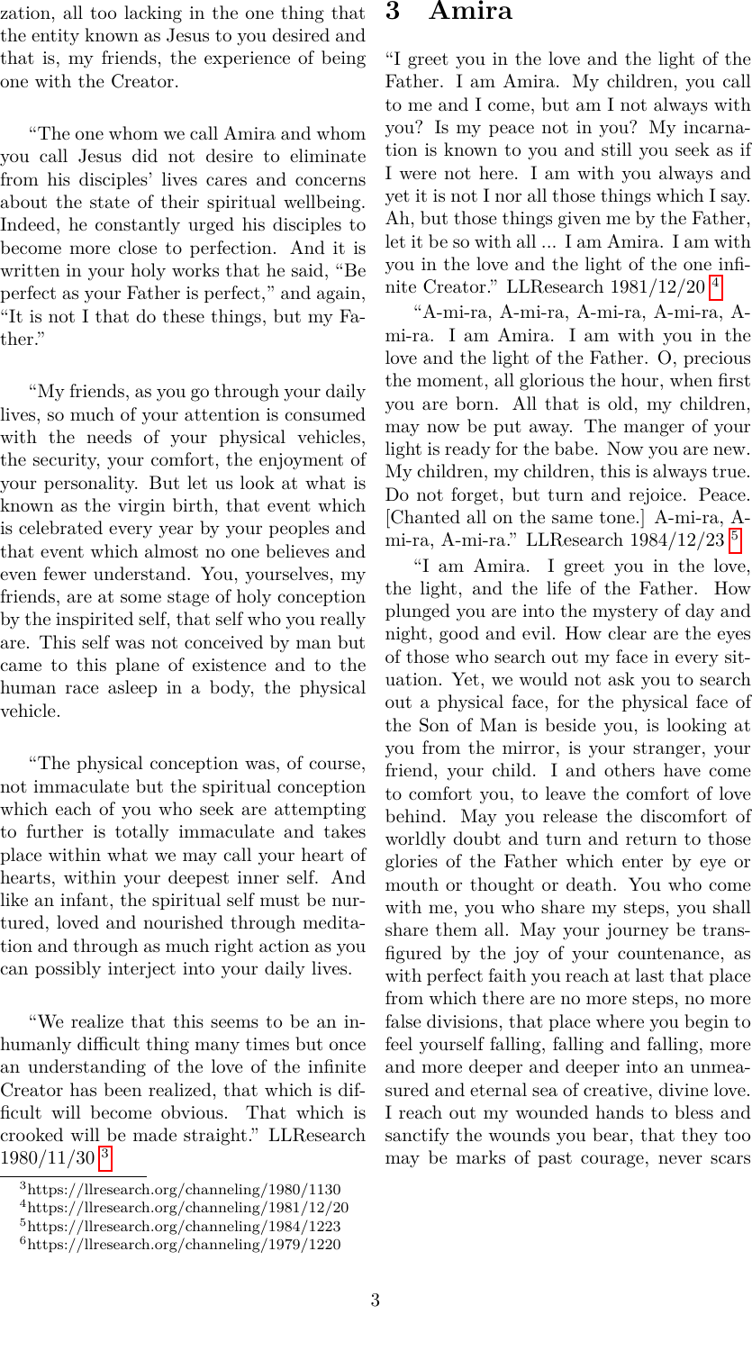zation, all too lacking in the one thing that the entity known as Jesus to you desired and that is, my friends, the experience of being one with the Creator.

"The one whom we call Amira and whom you call Jesus did not desire to eliminate from his disciples' lives cares and concerns about the state of their spiritual wellbeing. Indeed, he constantly urged his disciples to become more close to perfection. And it is written in your holy works that he said, "Be perfect as your Father is perfect," and again, "It is not I that do these things, but my Father."

"My friends, as you go through your daily lives, so much of your attention is consumed with the needs of your physical vehicles, the security, your comfort, the enjoyment of your personality. But let us look at what is known as the virgin birth, that event which is celebrated every year by your peoples and that event which almost no one believes and even fewer understand. You, yourselves, my friends, are at some stage of holy conception by the inspirited self, that self who you really are. This self was not conceived by man but came to this plane of existence and to the human race asleep in a body, the physical vehicle.

"The physical conception was, of course, not immaculate but the spiritual conception which each of you who seek are attempting to further is totally immaculate and takes place within what we may call your heart of hearts, within your deepest inner self. And like an infant, the spiritual self must be nurtured, loved and nourished through meditation and through as much right action as you can possibly interject into your daily lives.

"We realize that this seems to be an inhumanly difficult thing many times but once an understanding of the love of the infinite Creator has been realized, that which is difficult will become obvious. That which is crooked will be made straight." LLResearch 1980/11/30 [3]

# 3 Amira

"I greet you in the love and the light of the Father. I am Amira. My children, you call to me and I come, but am I not always with you? Is my peace not in you? My incarnation is known to you and still you seek as if I were not here. I am with you always and yet it is not I nor all those things which I say. Ah, but those things given me by the Father, let it be so with all ... I am Amira. I am with you in the love and the light of the one infinite Creator." LLResearch 1981/12/20 [4]

"A-mi-ra, A-mi-ra, A-mi-ra, A-mi-ra, A-mi-ra. I am Amira. I am with you in the love and the light of the Father. O, precious the moment, all glorious the hour, when first you are born. All that is old, my children, may now be put away. The manger of your light is ready for the babe. Now you are new. My children, my children, this is always true. Do not forget, but turn and rejoice. Peace. [Chanted all on the same tone.] A-mi-ra, A-mi-ra, A-mi-ra." LLResearch 1984/12/23 [5]

"I am Amira. I greet you in the love, the light, and the life of the Father. How plunged you are into the mystery of day and night, good and evil. How clear are the eyes of those who search out my face in every situation. Yet, we would not ask you to search out a physical face, for the physical face of the Son of Man is beside you, is looking at you from the mirror, is your stranger, your friend, your child. I and others have come to comfort you, to leave the comfort of love behind. May you release the discomfort of worldly doubt and turn and return to those glories of the Father which enter by eye or mouth or thought or death. You who come with me, you who share my steps, you shall share them all. May your journey be transfigured by the joy of your countenance, as with perfect faith you reach at last that place from which there are no more steps, no more false divisions, that place where you begin to feel yourself falling, falling and falling, more and more deeper and deeper into an unmeasured and eternal sea of creative, divine love. I reach out my wounded hands to bless and sanctify the wounds you bear, that they too may be marks of past courage, never scars

[3] https://llresearch.org/channeling/1980/1130
[4] https://llresearch.org/channeling/1981/12/20
[5] https://llresearch.org/channeling/1984/1223
[6] https://llresearch.org/channeling/1979/1220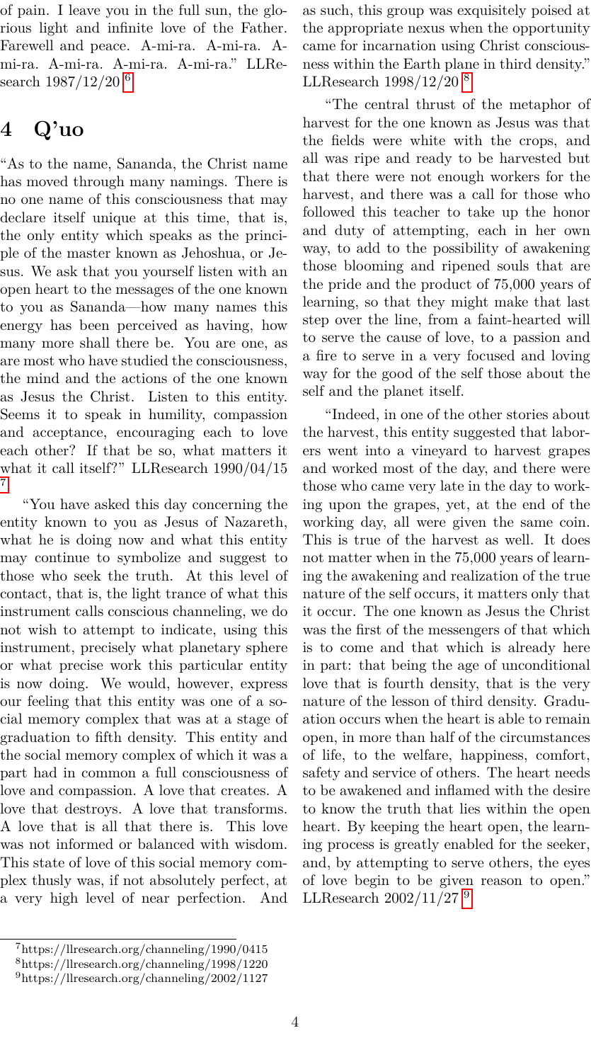of pain. I leave you in the full sun, the glorious light and infinite love of the Father. Farewell and peace. A-mi-ra. A-mi-ra. A-mi-ra. A-mi-ra. A-mi-ra. A-mi-ra." LLResearch 1987/12/20 [6]

# 4 Q'uo

"As to the name, Sananda, the Christ name has moved through many namings. There is no one name of this consciousness that may declare itself unique at this time, that is, the only entity which speaks as the principle of the master known as Jehoshua, or Jesus. We ask that you yourself listen with an open heart to the messages of the one known to you as Sananda—how many names this energy has been perceived as having, how many more shall there be. You are one, as are most who have studied the consciousness, the mind and the actions of the one known as Jesus the Christ. Listen to this entity. Seems it to speak in humility, compassion and acceptance, encouraging each to love each other? If that be so, what matters it what it call itself?" LLResearch 1990/04/15 [7]

"You have asked this day concerning the entity known to you as Jesus of Nazareth, what he is doing now and what this entity may continue to symbolize and suggest to those who seek the truth. At this level of contact, that is, the light trance of what this instrument calls conscious channeling, we do not wish to attempt to indicate, using this instrument, precisely what planetary sphere or what precise work this particular entity is now doing. We would, however, express our feeling that this entity was one of a social memory complex that was at a stage of graduation to fifth density. This entity and the social memory complex of which it was a part had in common a full consciousness of love and compassion. A love that creates. A love that destroys. A love that transforms. A love that is all that there is. This love was not informed or balanced with wisdom. This state of love of this social memory complex thusly was, if not absolutely perfect, at a very high level of near perfection. And as such, this group was exquisitely poised at the appropriate nexus when the opportunity came for incarnation using Christ consciousness within the Earth plane in third density." LLResearch 1998/12/20 [8]

"The central thrust of the metaphor of harvest for the one known as Jesus was that the fields were white with the crops, and all was ripe and ready to be harvested but that there were not enough workers for the harvest, and there was a call for those who followed this teacher to take up the honor and duty of attempting, each in her own way, to add to the possibility of awakening those blooming and ripened souls that are the pride and the product of 75,000 years of learning, so that they might make that last step over the line, from a faint-hearted will to serve the cause of love, to a passion and a fire to serve in a very focused and loving way for the good of the self those about the self and the planet itself.

"Indeed, in one of the other stories about the harvest, this entity suggested that laborers went into a vineyard to harvest grapes and worked most of the day, and there were those who came very late in the day to working upon the grapes, yet, at the end of the working day, all were given the same coin. This is true of the harvest as well. It does not matter when in the 75,000 years of learning the awakening and realization of the true nature of the self occurs, it matters only that it occur. The one known as Jesus the Christ was the first of the messengers of that which is to come and that which is already here in part: that being the age of unconditional love that is fourth density, that is the very nature of the lesson of third density. Graduation occurs when the heart is able to remain open, in more than half of the circumstances of life, to the welfare, happiness, comfort, safety and service of others. The heart needs to be awakened and inflamed with the desire to know the truth that lies within the open heart. By keeping the heart open, the learning process is greatly enabled for the seeker, and, by attempting to serve others, the eyes of love begin to be given reason to open." LLResearch 2002/11/27 [9]

---

[7] https://llresearch.org/channeling/1990/0415

[8] https://llresearch.org/channeling/1998/1220

[9] https://llresearch.org/channeling/2002/1127